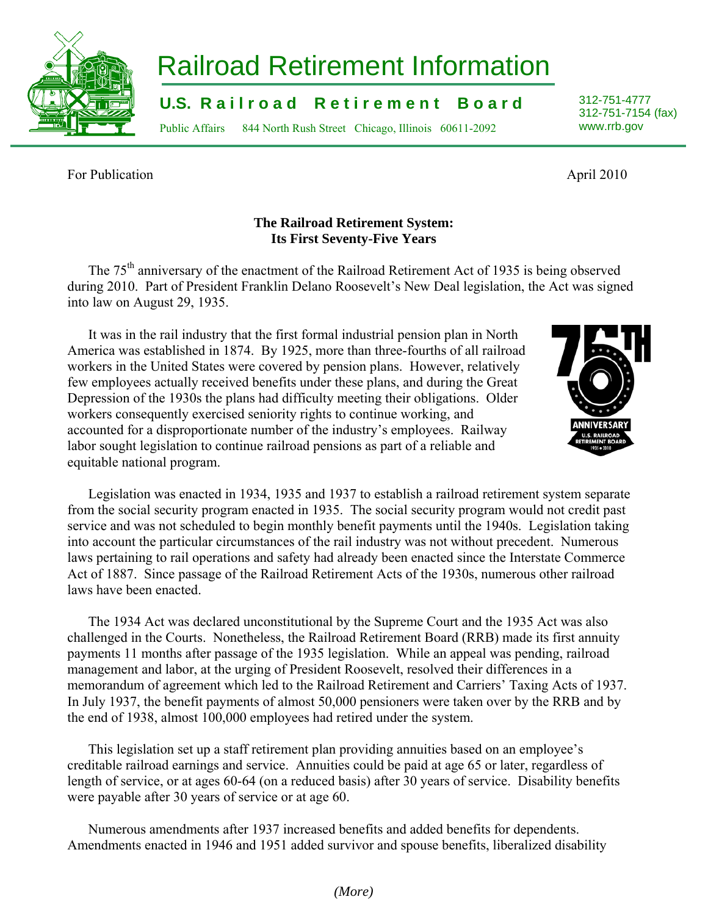# Railroad Retirement Information

**U.S. Railroad Retirement Board**

Public Affairs 844 North Rush Street Chicago, Illinois 60611-2092

312-751-4777
312-751-7154 (fax)
www.rrb.gov

For Publication April 2010

## The Railroad Retirement System: Its First Seventy-Five Years

The 75th anniversary of the enactment of the Railroad Retirement Act of 1935 is being observed during 2010. Part of President Franklin Delano Roosevelt's New Deal legislation, the Act was signed into law on August 29, 1935.

It was in the rail industry that the first formal industrial pension plan in North America was established in 1874. By 1925, more than three-fourths of all railroad workers in the United States were covered by pension plans. However, relatively few employees actually received benefits under these plans, and during the Great Depression of the 1930s the plans had difficulty meeting their obligations. Older workers consequently exercised seniority rights to continue working, and accounted for a disproportionate number of the industry's employees. Railway labor sought legislation to continue railroad pensions as part of a reliable and equitable national program.

Legislation was enacted in 1934, 1935 and 1937 to establish a railroad retirement system separate from the social security program enacted in 1935. The social security program would not credit past service and was not scheduled to begin monthly benefit payments until the 1940s. Legislation taking into account the particular circumstances of the rail industry was not without precedent. Numerous laws pertaining to rail operations and safety had already been enacted since the Interstate Commerce Act of 1887. Since passage of the Railroad Retirement Acts of the 1930s, numerous other railroad laws have been enacted.

The 1934 Act was declared unconstitutional by the Supreme Court and the 1935 Act was also challenged in the Courts. Nonetheless, the Railroad Retirement Board (RRB) made its first annuity payments 11 months after passage of the 1935 legislation. While an appeal was pending, railroad management and labor, at the urging of President Roosevelt, resolved their differences in a memorandum of agreement which led to the Railroad Retirement and Carriers' Taxing Acts of 1937. In July 1937, the benefit payments of almost 50,000 pensioners were taken over by the RRB and by the end of 1938, almost 100,000 employees had retired under the system.

This legislation set up a staff retirement plan providing annuities based on an employee's creditable railroad earnings and service. Annuities could be paid at age 65 or later, regardless of length of service, or at ages 60-64 (on a reduced basis) after 30 years of service. Disability benefits were payable after 30 years of service or at age 60.

Numerous amendments after 1937 increased benefits and added benefits for dependents. Amendments enacted in 1946 and 1951 added survivor and spouse benefits, liberalized disability

*(More)*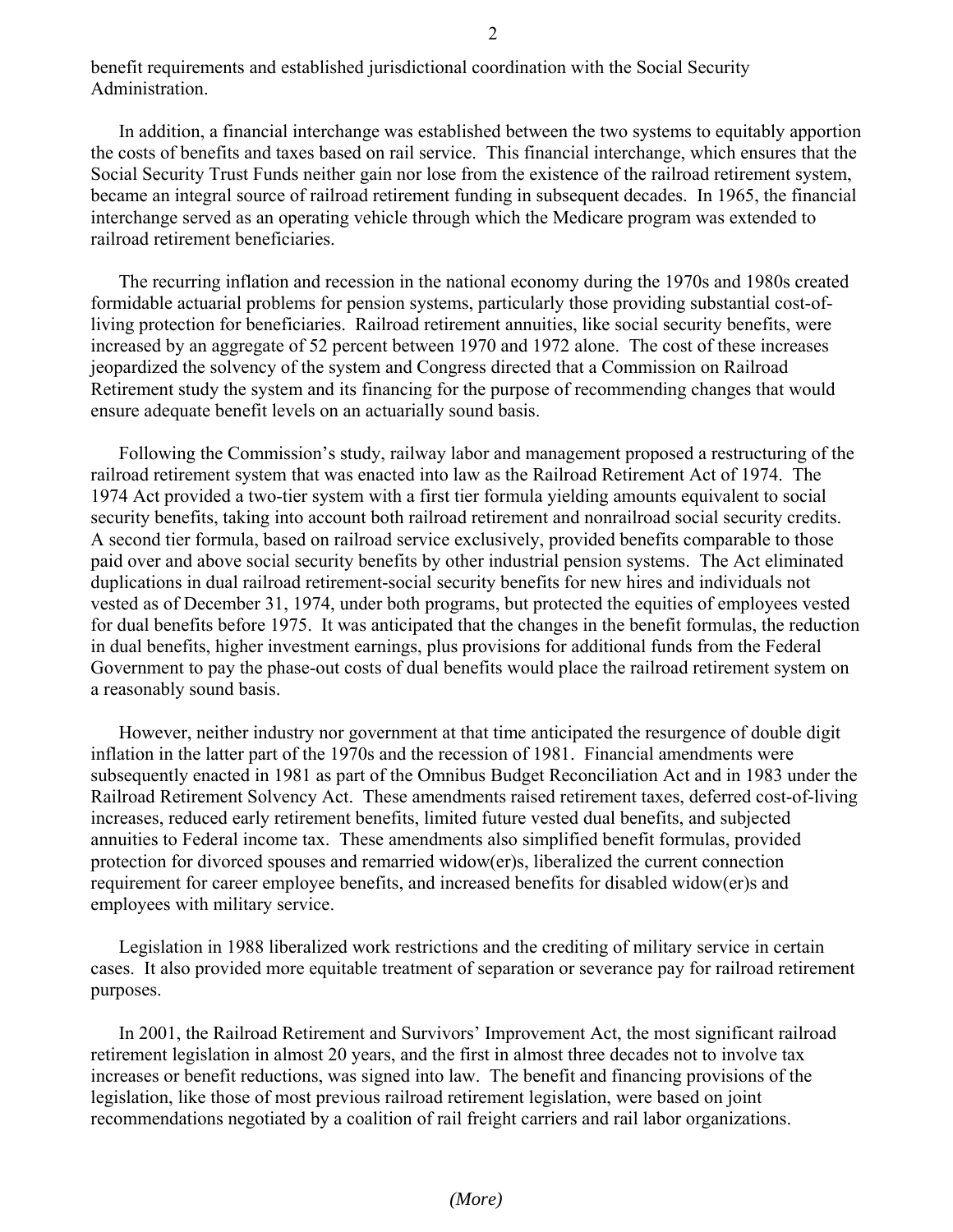benefit requirements and established jurisdictional coordination with the Social Security Administration.

In addition, a financial interchange was established between the two systems to equitably apportion the costs of benefits and taxes based on rail service. This financial interchange, which ensures that the Social Security Trust Funds neither gain nor lose from the existence of the railroad retirement system, became an integral source of railroad retirement funding in subsequent decades. In 1965, the financial interchange served as an operating vehicle through which the Medicare program was extended to railroad retirement beneficiaries.

The recurring inflation and recession in the national economy during the 1970s and 1980s created formidable actuarial problems for pension systems, particularly those providing substantial cost-of-living protection for beneficiaries. Railroad retirement annuities, like social security benefits, were increased by an aggregate of 52 percent between 1970 and 1972 alone. The cost of these increases jeopardized the solvency of the system and Congress directed that a Commission on Railroad Retirement study the system and its financing for the purpose of recommending changes that would ensure adequate benefit levels on an actuarially sound basis.

Following the Commission's study, railway labor and management proposed a restructuring of the railroad retirement system that was enacted into law as the Railroad Retirement Act of 1974. The 1974 Act provided a two-tier system with a first tier formula yielding amounts equivalent to social security benefits, taking into account both railroad retirement and nonrailroad social security credits. A second tier formula, based on railroad service exclusively, provided benefits comparable to those paid over and above social security benefits by other industrial pension systems. The Act eliminated duplications in dual railroad retirement-social security benefits for new hires and individuals not vested as of December 31, 1974, under both programs, but protected the equities of employees vested for dual benefits before 1975. It was anticipated that the changes in the benefit formulas, the reduction in dual benefits, higher investment earnings, plus provisions for additional funds from the Federal Government to pay the phase-out costs of dual benefits would place the railroad retirement system on a reasonably sound basis.

However, neither industry nor government at that time anticipated the resurgence of double digit inflation in the latter part of the 1970s and the recession of 1981. Financial amendments were subsequently enacted in 1981 as part of the Omnibus Budget Reconciliation Act and in 1983 under the Railroad Retirement Solvency Act. These amendments raised retirement taxes, deferred cost-of-living increases, reduced early retirement benefits, limited future vested dual benefits, and subjected annuities to Federal income tax. These amendments also simplified benefit formulas, provided protection for divorced spouses and remarried widow(er)s, liberalized the current connection requirement for career employee benefits, and increased benefits for disabled widow(er)s and employees with military service.

Legislation in 1988 liberalized work restrictions and the crediting of military service in certain cases. It also provided more equitable treatment of separation or severance pay for railroad retirement purposes.

In 2001, the Railroad Retirement and Survivors' Improvement Act, the most significant railroad retirement legislation in almost 20 years, and the first in almost three decades not to involve tax increases or benefit reductions, was signed into law. The benefit and financing provisions of the legislation, like those of most previous railroad retirement legislation, were based on joint recommendations negotiated by a coalition of rail freight carriers and rail labor organizations.

*(More)*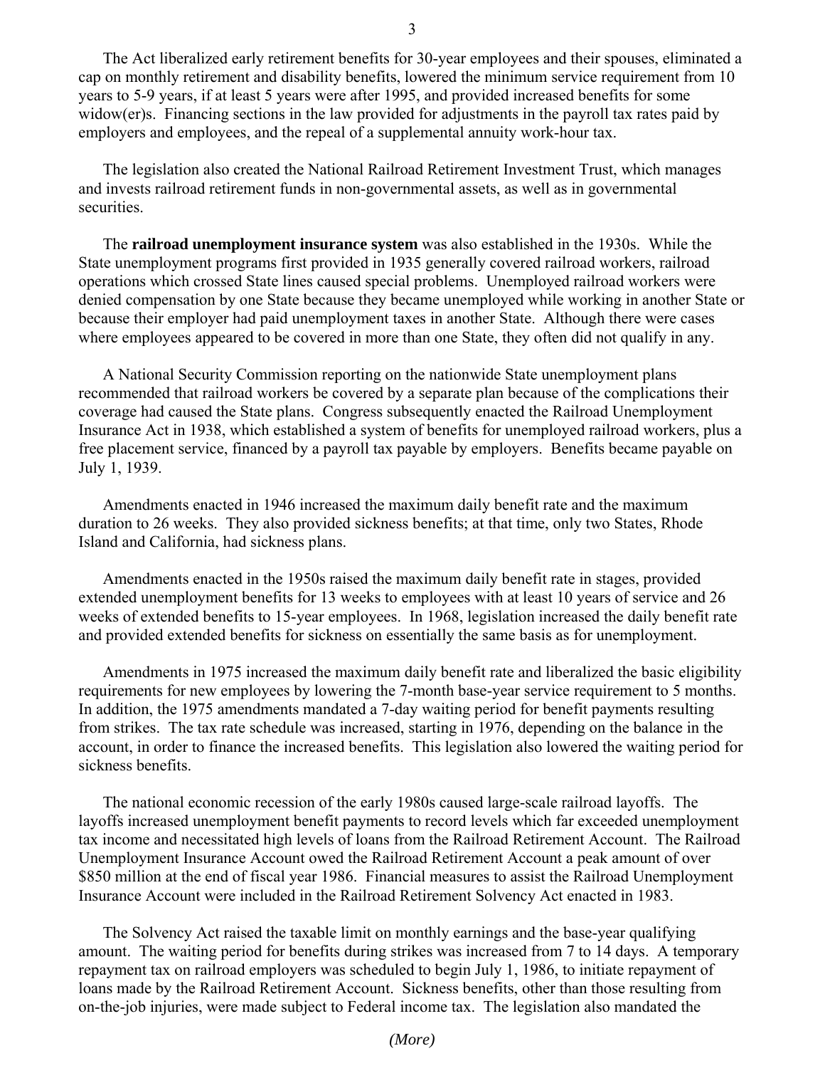The Act liberalized early retirement benefits for 30-year employees and their spouses, eliminated a cap on monthly retirement and disability benefits, lowered the minimum service requirement from 10 years to 5-9 years, if at least 5 years were after 1995, and provided increased benefits for some widow(er)s. Financing sections in the law provided for adjustments in the payroll tax rates paid by employers and employees, and the repeal of a supplemental annuity work-hour tax.

The legislation also created the National Railroad Retirement Investment Trust, which manages and invests railroad retirement funds in non-governmental assets, as well as in governmental securities.

The **railroad unemployment insurance system** was also established in the 1930s. While the State unemployment programs first provided in 1935 generally covered railroad workers, railroad operations which crossed State lines caused special problems. Unemployed railroad workers were denied compensation by one State because they became unemployed while working in another State or because their employer had paid unemployment taxes in another State. Although there were cases where employees appeared to be covered in more than one State, they often did not qualify in any.

A National Security Commission reporting on the nationwide State unemployment plans recommended that railroad workers be covered by a separate plan because of the complications their coverage had caused the State plans. Congress subsequently enacted the Railroad Unemployment Insurance Act in 1938, which established a system of benefits for unemployed railroad workers, plus a free placement service, financed by a payroll tax payable by employers. Benefits became payable on July 1, 1939.

Amendments enacted in 1946 increased the maximum daily benefit rate and the maximum duration to 26 weeks. They also provided sickness benefits; at that time, only two States, Rhode Island and California, had sickness plans.

Amendments enacted in the 1950s raised the maximum daily benefit rate in stages, provided extended unemployment benefits for 13 weeks to employees with at least 10 years of service and 26 weeks of extended benefits to 15-year employees. In 1968, legislation increased the daily benefit rate and provided extended benefits for sickness on essentially the same basis as for unemployment.

Amendments in 1975 increased the maximum daily benefit rate and liberalized the basic eligibility requirements for new employees by lowering the 7-month base-year service requirement to 5 months. In addition, the 1975 amendments mandated a 7-day waiting period for benefit payments resulting from strikes. The tax rate schedule was increased, starting in 1976, depending on the balance in the account, in order to finance the increased benefits. This legislation also lowered the waiting period for sickness benefits.

The national economic recession of the early 1980s caused large-scale railroad layoffs. The layoffs increased unemployment benefit payments to record levels which far exceeded unemployment tax income and necessitated high levels of loans from the Railroad Retirement Account. The Railroad Unemployment Insurance Account owed the Railroad Retirement Account a peak amount of over \$850 million at the end of fiscal year 1986. Financial measures to assist the Railroad Unemployment Insurance Account were included in the Railroad Retirement Solvency Act enacted in 1983.

The Solvency Act raised the taxable limit on monthly earnings and the base-year qualifying amount. The waiting period for benefits during strikes was increased from 7 to 14 days. A temporary repayment tax on railroad employers was scheduled to begin July 1, 1986, to initiate repayment of loans made by the Railroad Retirement Account. Sickness benefits, other than those resulting from on-the-job injuries, were made subject to Federal income tax. The legislation also mandated the

*(More)*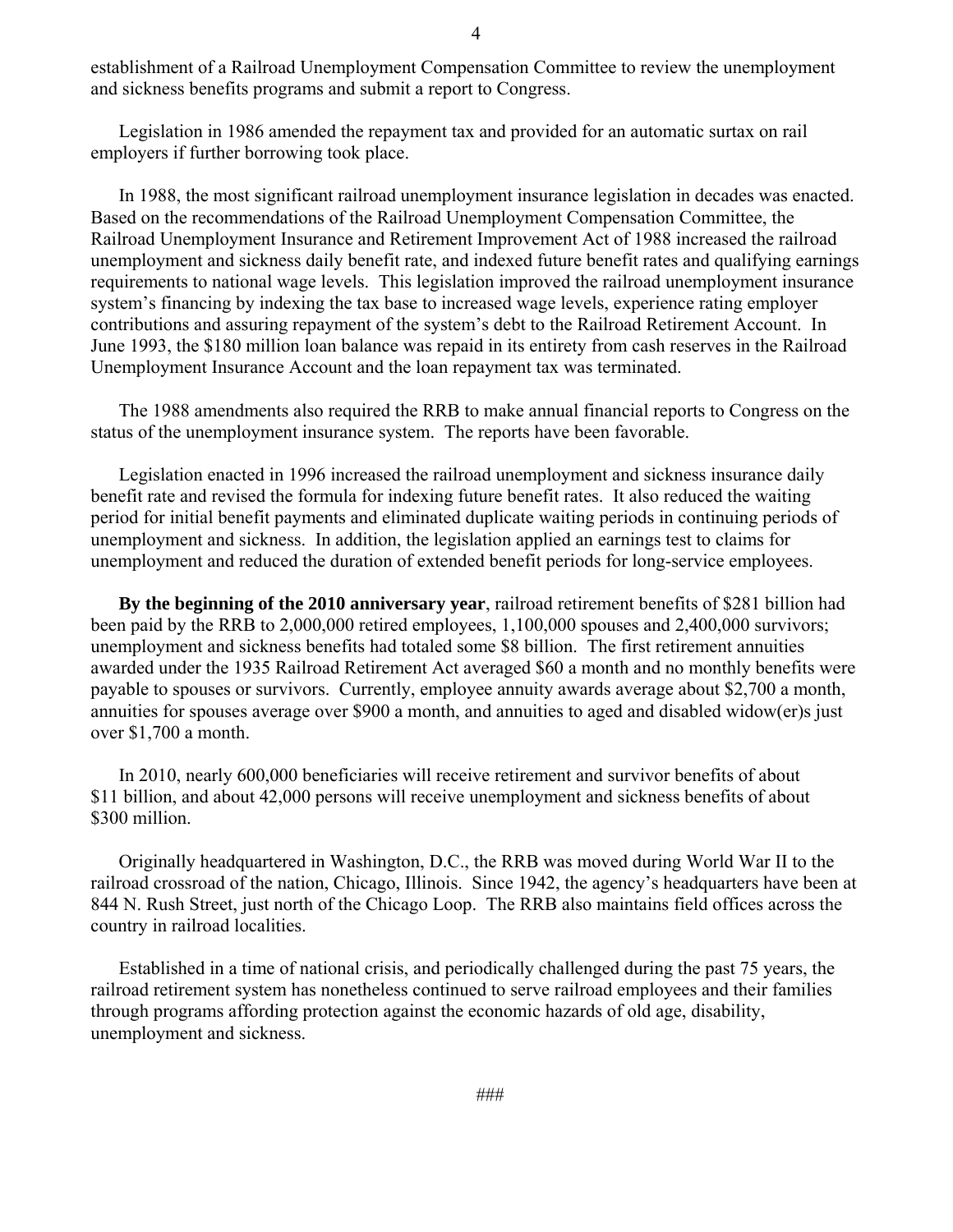establishment of a Railroad Unemployment Compensation Committee to review the unemployment and sickness benefits programs and submit a report to Congress.

Legislation in 1986 amended the repayment tax and provided for an automatic surtax on rail employers if further borrowing took place.

In 1988, the most significant railroad unemployment insurance legislation in decades was enacted. Based on the recommendations of the Railroad Unemployment Compensation Committee, the Railroad Unemployment Insurance and Retirement Improvement Act of 1988 increased the railroad unemployment and sickness daily benefit rate, and indexed future benefit rates and qualifying earnings requirements to national wage levels. This legislation improved the railroad unemployment insurance system's financing by indexing the tax base to increased wage levels, experience rating employer contributions and assuring repayment of the system's debt to the Railroad Retirement Account. In June 1993, the $180 million loan balance was repaid in its entirety from cash reserves in the Railroad Unemployment Insurance Account and the loan repayment tax was terminated.

The 1988 amendments also required the RRB to make annual financial reports to Congress on the status of the unemployment insurance system. The reports have been favorable.

Legislation enacted in 1996 increased the railroad unemployment and sickness insurance daily benefit rate and revised the formula for indexing future benefit rates. It also reduced the waiting period for initial benefit payments and eliminated duplicate waiting periods in continuing periods of unemployment and sickness. In addition, the legislation applied an earnings test to claims for unemployment and reduced the duration of extended benefit periods for long-service employees.

**By the beginning of the 2010 anniversary year**, railroad retirement benefits of $281 billion had been paid by the RRB to 2,000,000 retired employees, 1,100,000 spouses and 2,400,000 survivors; unemployment and sickness benefits had totaled some $8 billion. The first retirement annuities awarded under the 1935 Railroad Retirement Act averaged $60 a month and no monthly benefits were payable to spouses or survivors. Currently, employee annuity awards average about $2,700 a month, annuities for spouses average over $900 a month, and annuities to aged and disabled widow(er)s just over $1,700 a month.

In 2010, nearly 600,000 beneficiaries will receive retirement and survivor benefits of about $11 billion, and about 42,000 persons will receive unemployment and sickness benefits of about $300 million.

Originally headquartered in Washington, D.C., the RRB was moved during World War II to the railroad crossroad of the nation, Chicago, Illinois. Since 1942, the agency's headquarters have been at 844 N. Rush Street, just north of the Chicago Loop. The RRB also maintains field offices across the country in railroad localities.

Established in a time of national crisis, and periodically challenged during the past 75 years, the railroad retirement system has nonetheless continued to serve railroad employees and their families through programs affording protection against the economic hazards of old age, disability, unemployment and sickness.

###